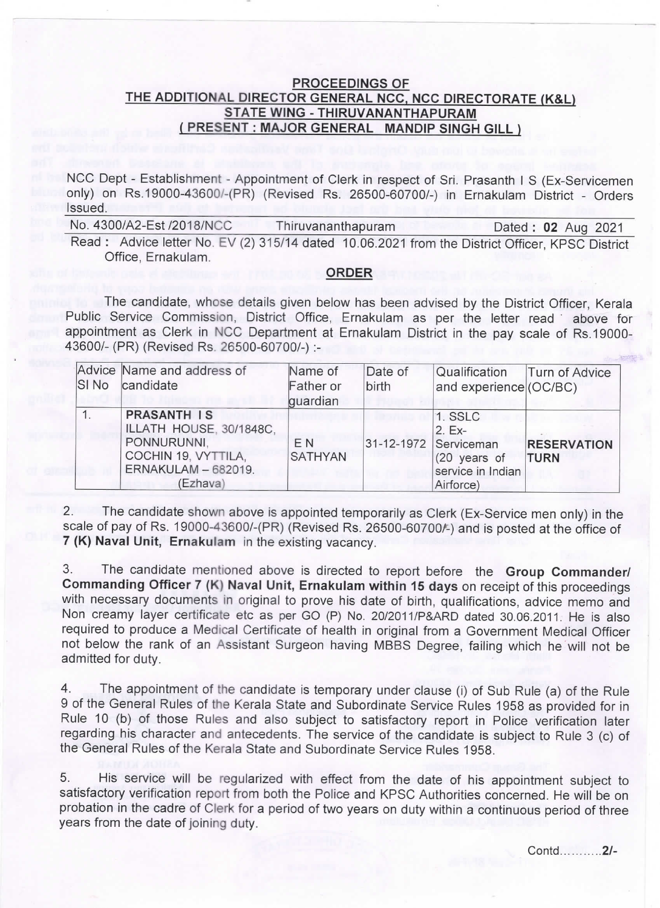**PROCEEDINGS OF**
**THE ADDITIONAL DIRECTOR GENERAL NCC, NCC DIRECTORATE (K&L)**
**STATE WING - THIRUVANANTHAPURAM**
**( PRESENT : MAJOR GENERAL MANDIP SINGH GILL )**

NCC Dept - Establishment - Appointment of Clerk in respect of Sri. Prasanth I S (Ex-Servicemen only) on Rs.19000-43600/-(PR) (Revised Rs. 26500-60700/-) in Ernakulam District - Orders Issued.

No. 4300/A2-Est /2018/NCC Thiruvananthapuram Dated : **02** Aug 2021

Read : Advice letter No. EV (2) 315/14 dated 10.06.2021 from the District Officer, KPSC District Office, Ernakulam.

**ORDER**

The candidate, whose details given below has been advised by the District Officer, Kerala Public Service Commission, District Office, Ernakulam as per the letter read above for appointment as Clerk in NCC Department at Ernakulam District in the pay scale of Rs.19000-43600/- (PR) (Revised Rs. 26500-60700/-) :-

| Advice Sl No | Name and address of candidate | Name of Father or guardian | Date of birth | Qualification and experience | Turn of Advice (OC/BC) |
|---|---|---|---|---|---|
| 1. | **PRASANTH I S** ILLATH HOUSE, 30/1848C, PONNURUNNI, COCHIN 19, VYTTILA, ERNAKULAM – 682019. (Ezhava) | E N SATHYAN | 31-12-1972 | 1. SSLC 2. Ex-Serviceman (20 years of service in Indian Airforce) | **RESERVATION TURN** |

2. The candidate shown above is appointed temporarily as Clerk (Ex-Service men only) in the scale of pay of Rs. 19000-43600/-(PR) (Revised Rs. 26500-60700/-) and is posted at the office of **7 (K) Naval Unit, Ernakulam** in the existing vacancy.

3. The candidate mentioned above is directed to report before the **Group Commander/ Commanding Officer 7 (K) Naval Unit, Ernakulam within 15 days** on receipt of this proceedings with necessary documents in original to prove his date of birth, qualifications, advice memo and Non creamy layer certificate etc as per GO (P) No. 20/2011/P&ARD dated 30.06.2011. He is also required to produce a Medical Certificate of health in original from a Government Medical Officer not below the rank of an Assistant Surgeon having MBBS Degree, failing which he will not be admitted for duty.

4. The appointment of the candidate is temporary under clause (i) of Sub Rule (a) of the Rule 9 of the General Rules of the Kerala State and Subordinate Service Rules 1958 as provided for in Rule 10 (b) of those Rules and also subject to satisfactory report in Police verification later regarding his character and antecedents. The service of the candidate is subject to Rule 3 (c) of the General Rules of the Kerala State and Subordinate Service Rules 1958.

5. His service will be regularized with effect from the date of his appointment subject to satisfactory verification report from both the Police and KPSC Authorities concerned. He will be on probation in the cadre of Clerk for a period of two years on duty within a continuous period of three years from the date of joining duty.

Contd...........2/-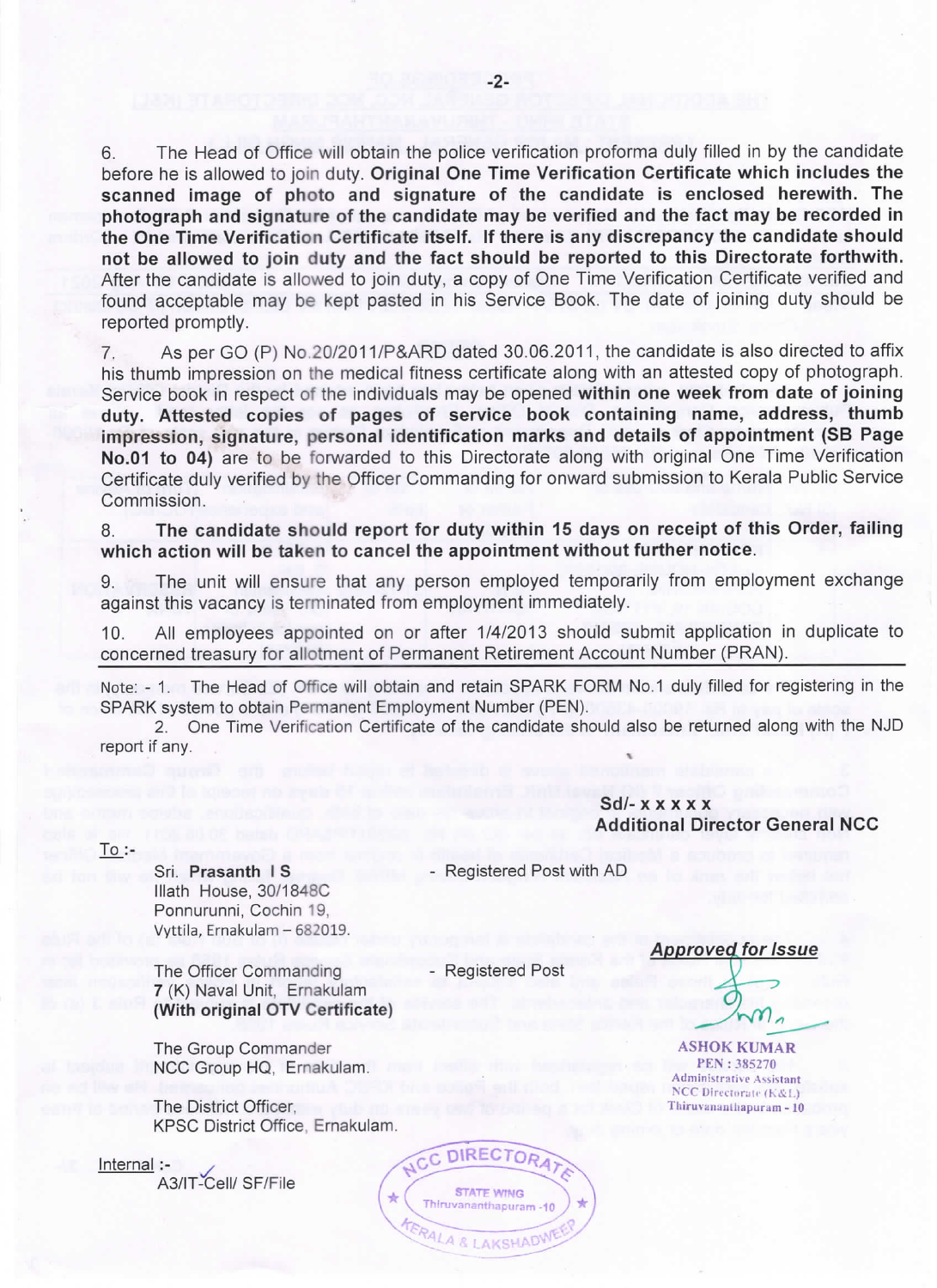6. The Head of Office will obtain the police verification proforma duly filled in by the candidate before he is allowed to join duty. **Original One Time Verification Certificate which includes the scanned image of photo and signature of the candidate is enclosed herewith. The photograph and signature of the candidate may be verified and the fact may be recorded in the One Time Verification Certificate itself. If there is any discrepancy the candidate should not be allowed to join duty and the fact should be reported to this Directorate forthwith.** After the candidate is allowed to join duty, a copy of One Time Verification Certificate verified and found acceptable may be kept pasted in his Service Book. The date of joining duty should be reported promptly.

7. As per GO (P) No.20/2011/P&ARD dated 30.06.2011, the candidate is also directed to affix his thumb impression on the medical fitness certificate along with an attested copy of photograph. Service book in respect of the individuals may be opened **within one week from date of joining duty. Attested copies of pages of service book containing name, address, thumb impression, signature, personal identification marks and details of appointment (SB Page No.01 to 04)** are to be forwarded to this Directorate along with original One Time Verification Certificate duly verified by the Officer Commanding for onward submission to Kerala Public Service Commission.

8. **The candidate should report for duty within 15 days on receipt of this Order, failing which action will be taken to cancel the appointment without further notice.**

9. The unit will ensure that any person employed temporarily from employment exchange against this vacancy is terminated from employment immediately.

10. All employees appointed on or after 1/4/2013 should submit application in duplicate to concerned treasury for allotment of Permanent Retirement Account Number (PRAN).

Note: - 1. The Head of Office will obtain and retain SPARK FORM No.1 duly filled for registering in the SPARK system to obtain Permanent Employment Number (PEN).

2. One Time Verification Certificate of the candidate should also be returned along with the NJD report if any.

Sd/- x x x x x
**Additional Director General NCC**

To :-

Sri. **Prasanth I S**
Illath House, 30/1848C
Ponnurunni, Cochin 19,
Vyttila, Ernakulam – 682019.
- Registered Post with AD

The Officer Commanding
7 (K) Naval Unit, Ernakulam
**(With original OTV Certificate)**
- Registered Post

The Group Commander
NCC Group HQ, Ernakulam.

The District Officer,
KPSC District Office, Ernakulam.

Internal :-
A3/IT-Cell/ SF/File

*Approved for Issue*

ASHOK KUMAR
PEN : 385270
Administrative Assistant
NCC Directorate (K&L)
Thiruvananthapuram - 10

NCC DIRECTORATE
STATE WING
Thiruvananthapuram -10
KERALA & LAKSHADWEEP